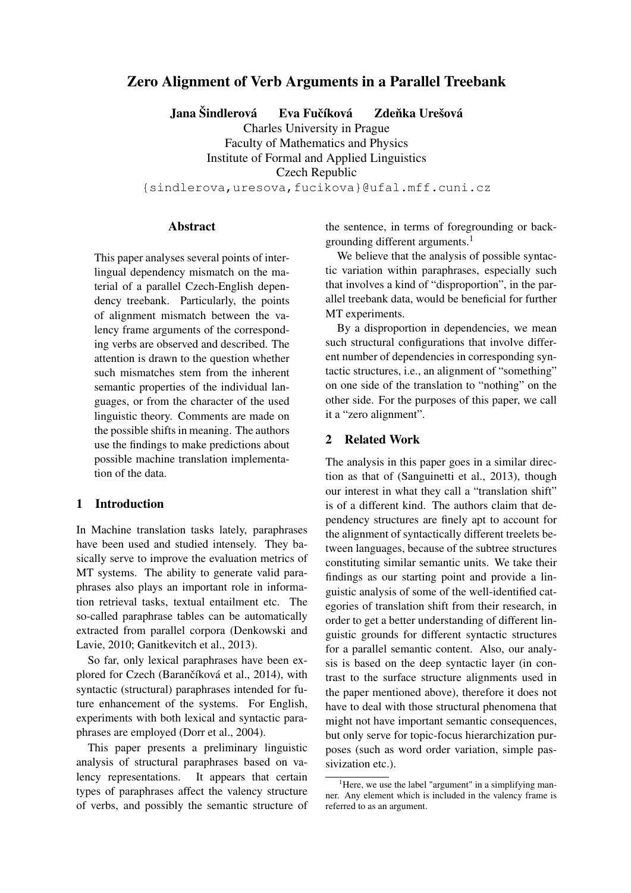# Zero Alignment of Verb Arguments in a Parallel Treebank

**Jana Šindlerová  Eva Fučíková  Zdeňka Urešová**

Charles University in Prague
Faculty of Mathematics and Physics
Institute of Formal and Applied Linguistics
Czech Republic

{sindlerova,uresova,fucikova}@ufal.mff.cuni.cz

## Abstract

This paper analyses several points of interlingual dependency mismatch on the material of a parallel Czech-English dependency treebank. Particularly, the points of alignment mismatch between the valency frame arguments of the corresponding verbs are observed and described. The attention is drawn to the question whether such mismatches stem from the inherent semantic properties of the individual languages, or from the character of the used linguistic theory. Comments are made on the possible shifts in meaning. The authors use the findings to make predictions about possible machine translation implementation of the data.

## 1 Introduction

In Machine translation tasks lately, paraphrases have been used and studied intensely. They basically serve to improve the evaluation metrics of MT systems. The ability to generate valid paraphrases also plays an important role in information retrieval tasks, textual entailment etc. The so-called paraphrase tables can be automatically extracted from parallel corpora (Denkowski and Lavie, 2010; Ganitkevitch et al., 2013).

So far, only lexical paraphrases have been explored for Czech (Barančíková et al., 2014), with syntactic (structural) paraphrases intended for future enhancement of the systems. For English, experiments with both lexical and syntactic paraphrases are employed (Dorr et al., 2004).

This paper presents a preliminary linguistic analysis of structural paraphrases based on valency representations. It appears that certain types of paraphrases affect the valency structure of verbs, and possibly the semantic structure of the sentence, in terms of foregrounding or backgrounding different arguments.[1]

We believe that the analysis of possible syntactic variation within paraphrases, especially such that involves a kind of "disproportion", in the parallel treebank data, would be beneficial for further MT experiments.

By a disproportion in dependencies, we mean such structural configurations that involve different number of dependencies in corresponding syntactic structures, i.e., an alignment of "something" on one side of the translation to "nothing" on the other side. For the purposes of this paper, we call it a "zero alignment".

## 2 Related Work

The analysis in this paper goes in a similar direction as that of (Sanguinetti et al., 2013), though our interest in what they call a "translation shift" is of a different kind. The authors claim that dependency structures are finely apt to account for the alignment of syntactically different treelets between languages, because of the subtree structures constituting similar semantic units. We take their findings as our starting point and provide a linguistic analysis of some of the well-identified categories of translation shift from their research, in order to get a better understanding of different linguistic grounds for different syntactic structures for a parallel semantic content. Also, our analysis is based on the deep syntactic layer (in contrast to the surface structure alignments used in the paper mentioned above), therefore it does not have to deal with those structural phenomena that might not have important semantic consequences, but only serve for topic-focus hierarchization purposes (such as word order variation, simple passivization etc.).

[1] Here, we use the label "argument" in a simplifying manner. Any element which is included in the valency frame is referred to as an argument.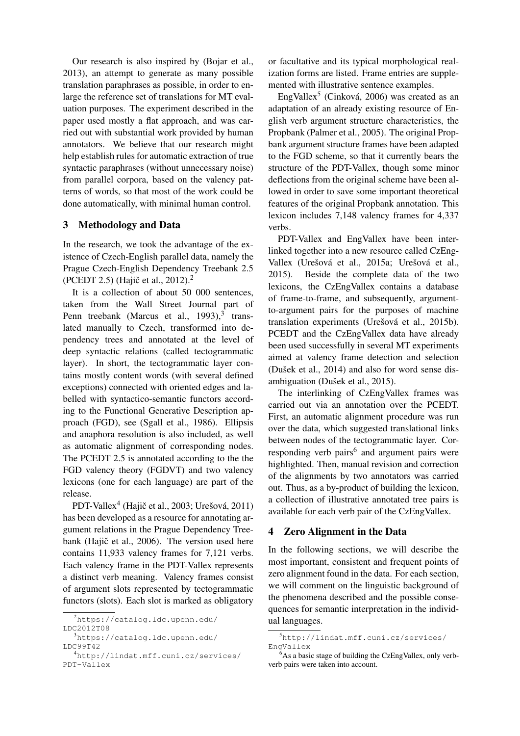Our research is also inspired by (Bojar et al., 2013), an attempt to generate as many possible translation paraphrases as possible, in order to enlarge the reference set of translations for MT evaluation purposes. The experiment described in the paper used mostly a flat approach, and was carried out with substantial work provided by human annotators. We believe that our research might help establish rules for automatic extraction of true syntactic paraphrases (without unnecessary noise) from parallel corpora, based on the valency patterns of words, so that most of the work could be done automatically, with minimal human control.

## 3 Methodology and Data

In the research, we took the advantage of the existence of Czech-English parallel data, namely the Prague Czech-English Dependency Treebank 2.5 (PCEDT 2.5) (Hajič et al., 2012).[2]

It is a collection of about 50 000 sentences, taken from the Wall Street Journal part of Penn treebank (Marcus et al., 1993),[3] translated manually to Czech, transformed into dependency trees and annotated at the level of deep syntactic relations (called tectogrammatic layer). In short, the tectogrammatic layer contains mostly content words (with several defined exceptions) connected with oriented edges and labelled with syntactico-semantic functors according to the Functional Generative Description approach (FGD), see (Sgall et al., 1986). Ellipsis and anaphora resolution is also included, as well as automatic alignment of corresponding nodes. The PCEDT 2.5 is annotated according to the the FGD valency theory (FGDVT) and two valency lexicons (one for each language) are part of the release.

PDT-Vallex[4] (Hajič et al., 2003; Urešová, 2011) has been developed as a resource for annotating argument relations in the Prague Dependency Treebank (Hajič et al., 2006). The version used here contains 11,933 valency frames for 7,121 verbs. Each valency frame in the PDT-Vallex represents a distinct verb meaning. Valency frames consist of argument slots represented by tectogrammatic functors (slots). Each slot is marked as obligatory or facultative and its typical morphological realization forms are listed. Frame entries are supplemented with illustrative sentence examples.

EngVallex[5] (Cinková, 2006) was created as an adaptation of an already existing resource of English verb argument structure characteristics, the Propbank (Palmer et al., 2005). The original Propbank argument structure frames have been adapted to the FGD scheme, so that it currently bears the structure of the PDT-Vallex, though some minor deflections from the original scheme have been allowed in order to save some important theoretical features of the original Propbank annotation. This lexicon includes 7,148 valency frames for 4,337 verbs.

PDT-Vallex and EngVallex have been interlinked together into a new resource called CzEngVallex (Urešová et al., 2015a; Urešová et al., 2015). Beside the complete data of the two lexicons, the CzEngVallex contains a database of frame-to-frame, and subsequently, argument-to-argument pairs for the purposes of machine translation experiments (Urešová et al., 2015b). PCEDT and the CzEngVallex data have already been used successfully in several MT experiments aimed at valency frame detection and selection (Dušek et al., 2014) and also for word sense disambiguation (Dušek et al., 2015).

The interlinking of CzEngVallex frames was carried out via an annotation over the PCEDT. First, an automatic alignment procedure was run over the data, which suggested translational links between nodes of the tectogrammatic layer. Corresponding verb pairs[6] and argument pairs were highlighted. Then, manual revision and correction of the alignments by two annotators was carried out. Thus, as a by-product of building the lexicon, a collection of illustrative annotated tree pairs is available for each verb pair of the CzEngVallex.

## 4 Zero Alignment in the Data

In the following sections, we will describe the most important, consistent and frequent points of zero alignment found in the data. For each section, we will comment on the linguistic background of the phenomena described and the possible consequences for semantic interpretation in the individual languages.

[2] https://catalog.ldc.upenn.edu/LDC2012T08

[3] https://catalog.ldc.upenn.edu/LDC99T42

[4] http://lindat.mff.cuni.cz/services/PDT-Vallex

[5] http://lindat.mff.cuni.cz/services/EngVallex

[6] As a basic stage of building the CzEngVallex, only verb-verb pairs were taken into account.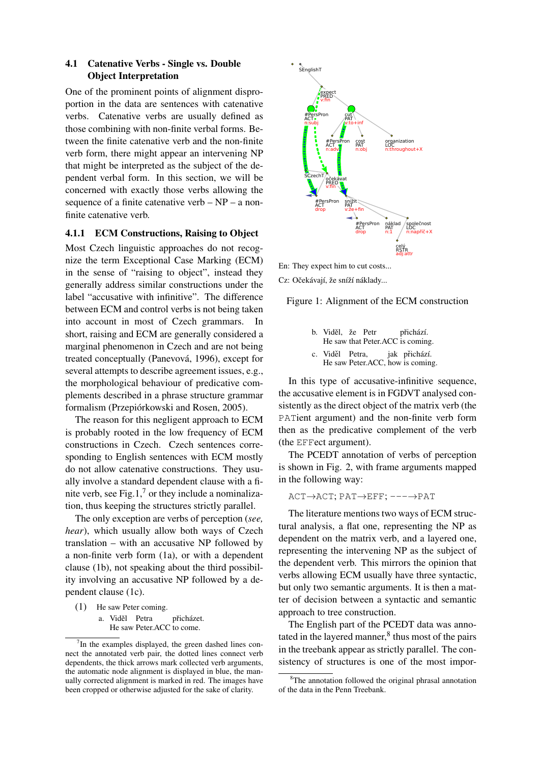### 4.1 Catenative Verbs - Single vs. Double Object Interpretation

One of the prominent points of alignment disproportion in the data are sentences with catenative verbs. Catenative verbs are usually defined as those combining with non-finite verbal forms. Between the finite catenative verb and the non-finite verb form, there might appear an intervening NP that might be interpreted as the subject of the dependent verbal form. In this section, we will be concerned with exactly those verbs allowing the sequence of a finite catenative verb – NP – a non-finite catenative verb.

#### 4.1.1 ECM Constructions, Raising to Object

Most Czech linguistic approaches do not recognize the term Exceptional Case Marking (ECM) in the sense of "raising to object", instead they generally address similar constructions under the label "accusative with infinitive". The difference between ECM and control verbs is not being taken into account in most of Czech grammars. In short, raising and ECM are generally considered a marginal phenomenon in Czech and are not being treated conceptually (Panevová, 1996), except for several attempts to describe agreement issues, e.g., the morphological behaviour of predicative complements described in a phrase structure grammar formalism (Przepiórkowski and Rosen, 2005).

The reason for this negligent approach to ECM is probably rooted in the low frequency of ECM constructions in Czech. Czech sentences corresponding to English sentences with ECM mostly do not allow catenative constructions. They usually involve a standard dependent clause with a finite verb, see Fig.1,[7] or they include a nominalization, thus keeping the structures strictly parallel.

The only exception are verbs of perception (*see, hear*), which usually allow both ways of Czech translation – with an accusative NP followed by a non-finite verb form (1a), or with a dependent clause (1b), not speaking about the third possibility involving an accusative NP followed by a dependent clause (1c).

(1) He saw Peter coming.

a. Viděl Petra přicházet.
He saw Peter.ACC to come.

[7] In the examples displayed, the green dashed lines connect the annotated verb pair, the dotted lines connect verb dependents, the thick arrows mark collected verb arguments, the automatic node alignment is displayed in blue, the manually corrected alignment is marked in red. The images have been cropped or otherwise adjusted for the sake of clarity.

En: They expect him to cut costs...

Cz: Očekávají, že sníží náklady...

Figure 1: Alignment of the ECM construction

b. Viděl, že Petr přichází.
He saw that Peter.ACC is coming.

c. Viděl Petra, jak přichází.
He saw Peter.ACC, how is coming.

In this type of accusative-infinitive sequence, the accusative element is in FGDVT analysed consistently as the direct object of the matrix verb (the PATient argument) and the non-finite verb form then as the predicative complement of the verb (the EFFect argument).

The PCEDT annotation of verbs of perception is shown in Fig. 2, with frame arguments mapped in the following way:

ACT→ACT; PAT→EFF; ---→PAT

The literature mentions two ways of ECM structural analysis, a flat one, representing the NP as dependent on the matrix verb, and a layered one, representing the intervening NP as the subject of the dependent verb. This mirrors the opinion that verbs allowing ECM usually have three syntactic, but only two semantic arguments. It is then a matter of decision between a syntactic and semantic approach to tree construction.

The English part of the PCEDT data was annotated in the layered manner,[8] thus most of the pairs in the treebank appear as strictly parallel. The consistency of structures is one of the most impor-

[8] The annotation followed the original phrasal annotation of the data in the Penn Treebank.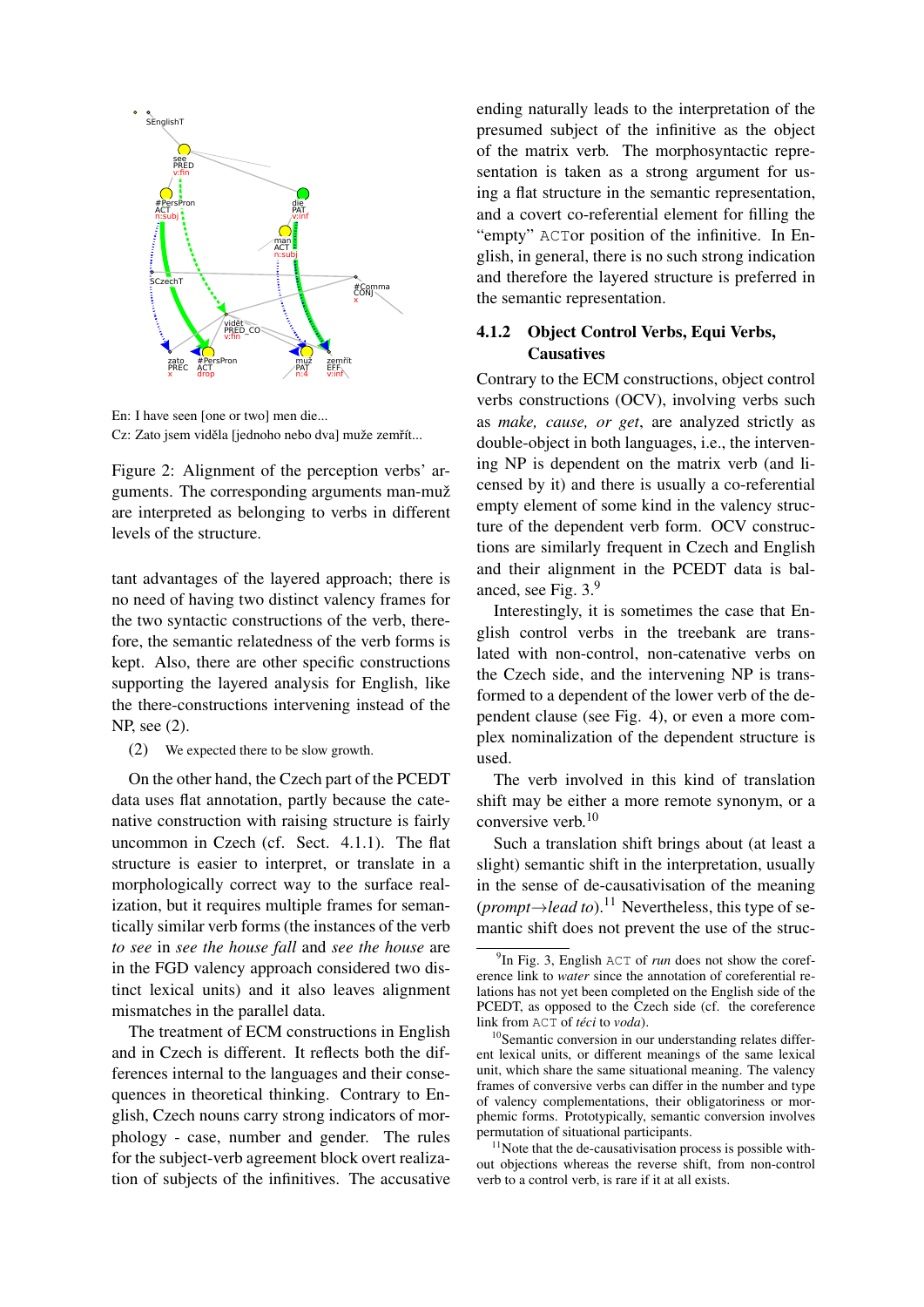En: I have seen [one or two] men die...
Cz: Zato jsem viděla [jednoho nebo dva] muže zemřít...

Figure 2: Alignment of the perception verbs' arguments. The corresponding arguments man-muž are interpreted as belonging to verbs in different levels of the structure.

tant advantages of the layered approach; there is no need of having two distinct valency frames for the two syntactic constructions of the verb, therefore, the semantic relatedness of the verb forms is kept. Also, there are other specific constructions supporting the layered analysis for English, like the there-constructions intervening instead of the NP, see (2).

(2) We expected there to be slow growth.

On the other hand, the Czech part of the PCEDT data uses flat annotation, partly because the catenative construction with raising structure is fairly uncommon in Czech (cf. Sect. 4.1.1). The flat structure is easier to interpret, or translate in a morphologically correct way to the surface realization, but it requires multiple frames for semantically similar verb forms (the instances of the verb *to see* in *see the house fall* and *see the house* are in the FGD valency approach considered two distinct lexical units) and it also leaves alignment mismatches in the parallel data.

The treatment of ECM constructions in English and in Czech is different. It reflects both the differences internal to the languages and their consequences in theoretical thinking. Contrary to English, Czech nouns carry strong indicators of morphology - case, number and gender. The rules for the subject-verb agreement block overt realization of subjects of the infinitives. The accusative ending naturally leads to the interpretation of the presumed subject of the infinitive as the object of the matrix verb. The morphosyntactic representation is taken as a strong argument for using a flat structure in the semantic representation, and a covert co-referential element for filling the "empty" ACTor position of the infinitive. In English, in general, there is no such strong indication and therefore the layered structure is preferred in the semantic representation.

### 4.1.2 Object Control Verbs, Equi Verbs, Causatives

Contrary to the ECM constructions, object control verbs constructions (OCV), involving verbs such as *make, cause, or get*, are analyzed strictly as double-object in both languages, i.e., the intervening NP is dependent on the matrix verb (and licensed by it) and there is usually a co-referential empty element of some kind in the valency structure of the dependent verb form. OCV constructions are similarly frequent in Czech and English and their alignment in the PCEDT data is balanced, see Fig. 3.[9]

Interestingly, it is sometimes the case that English control verbs in the treebank are translated with non-control, non-catenative verbs on the Czech side, and the intervening NP is transformed to a dependent of the lower verb of the dependent clause (see Fig. 4), or even a more complex nominalization of the dependent structure is used.

The verb involved in this kind of translation shift may be either a more remote synonym, or a conversive verb.[10]

Such a translation shift brings about (at least a slight) semantic shift in the interpretation, usually in the sense of de-causativisation of the meaning (*prompt*→*lead to*).[11] Nevertheless, this type of semantic shift does not prevent the use of the struc-

[9] In Fig. 3, English ACT of *run* does not show the coreference link to *water* since the annotation of coreferential relations has not yet been completed on the English side of the PCEDT, as opposed to the Czech side (cf. the coreference link from ACT of *téci* to *voda*).

[10] Semantic conversion in our understanding relates different lexical units, or different meanings of the same lexical unit, which share the same situational meaning. The valency frames of conversive verbs can differ in the number and type of valency complementations, their obligatoriness or morphemic forms. Prototypically, semantic conversion involves permutation of situational participants.

[11] Note that the de-causativisation process is possible without objections whereas the reverse shift, from non-control verb to a control verb, is rare if it at all exists.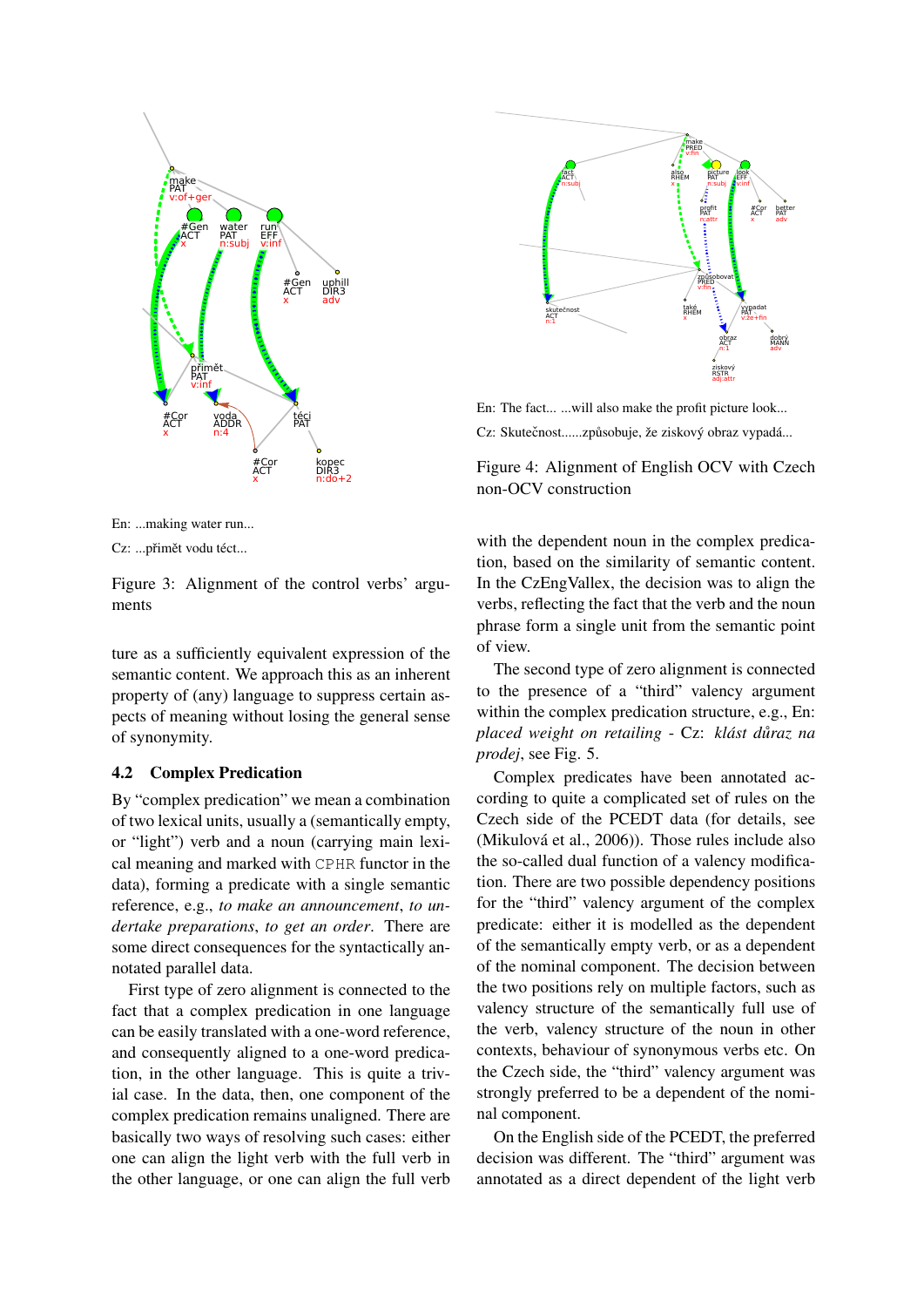En: ...making water run...

Cz: ...přimět vodu téct...

Figure 3: Alignment of the control verbs' arguments

En: The fact... ...will also make the profit picture look...

Cz: Skutečnost......způsobuje, že ziskový obraz vypadá...

Figure 4: Alignment of English OCV with Czech non-OCV construction

ture as a sufficiently equivalent expression of the semantic content. We approach this as an inherent property of (any) language to suppress certain aspects of meaning without losing the general sense of synonymity.

## 4.2 Complex Predication

By "complex predication" we mean a combination of two lexical units, usually a (semantically empty, or "light") verb and a noun (carrying main lexical meaning and marked with CPHR functor in the data), forming a predicate with a single semantic reference, e.g., *to make an announcement*, *to undertake preparations*, *to get an order*. There are some direct consequences for the syntactically annotated parallel data.

First type of zero alignment is connected to the fact that a complex predication in one language can be easily translated with a one-word reference, and consequently aligned to a one-word predication, in the other language. This is quite a trivial case. In the data, then, one component of the complex predication remains unaligned. There are basically two ways of resolving such cases: either one can align the light verb with the full verb in the other language, or one can align the full verb with the dependent noun in the complex predication, based on the similarity of semantic content. In the CzEngVallex, the decision was to align the verbs, reflecting the fact that the verb and the noun phrase form a single unit from the semantic point of view.

The second type of zero alignment is connected to the presence of a "third" valency argument within the complex predication structure, e.g., En: *placed weight on retailing* - Cz: *klást důraz na prodej*, see Fig. 5.

Complex predicates have been annotated according to quite a complicated set of rules on the Czech side of the PCEDT data (for details, see (Mikulová et al., 2006)). Those rules include also the so-called dual function of a valency modification. There are two possible dependency positions for the "third" valency argument of the complex predicate: either it is modelled as the dependent of the semantically empty verb, or as a dependent of the nominal component. The decision between the two positions rely on multiple factors, such as valency structure of the semantically full use of the verb, valency structure of the noun in other contexts, behaviour of synonymous verbs etc. On the Czech side, the "third" valency argument was strongly preferred to be a dependent of the nominal component.

On the English side of the PCEDT, the preferred decision was different. The "third" argument was annotated as a direct dependent of the light verb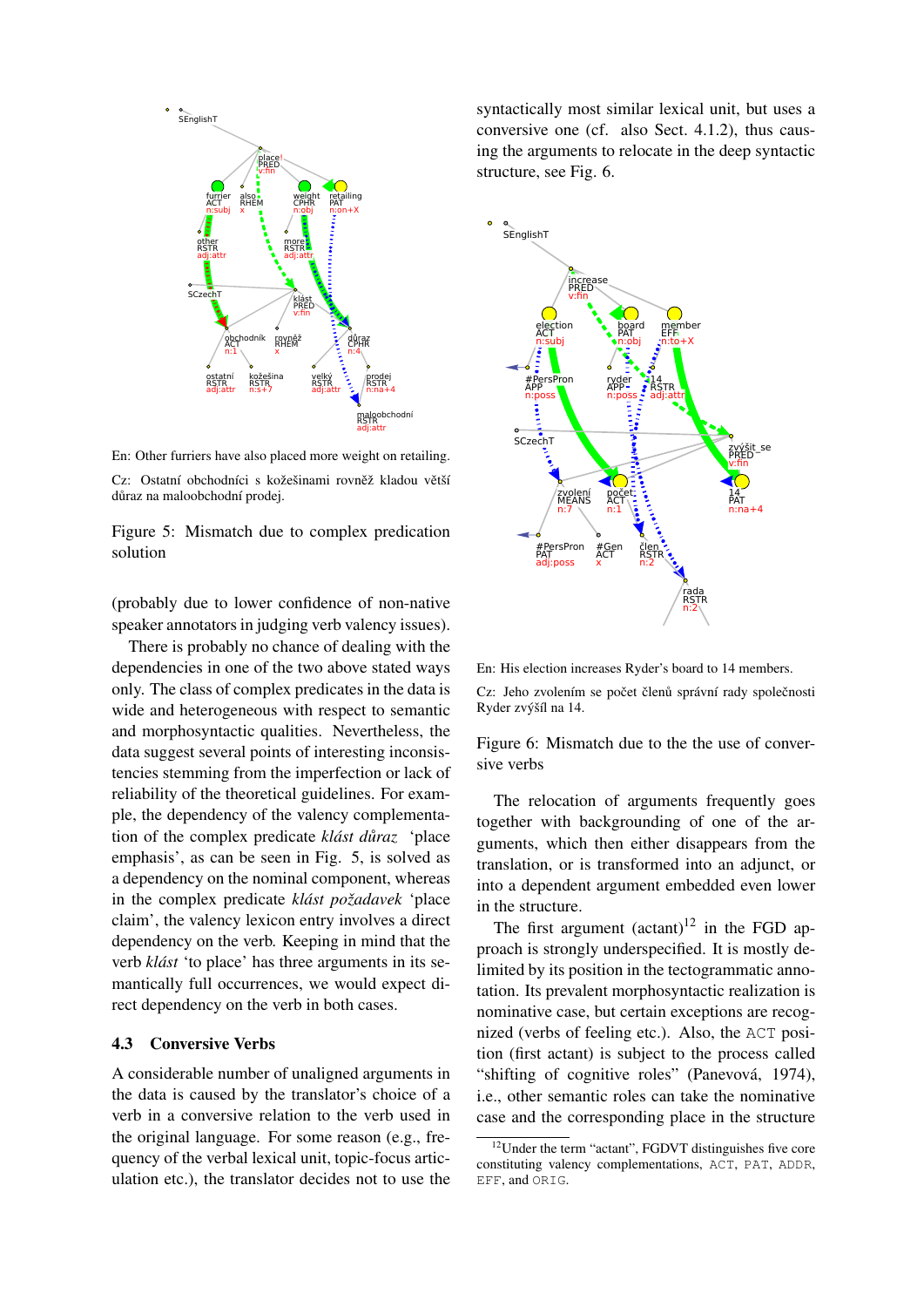En: Other furriers have also placed more weight on retailing.

Cz: Ostatní obchodníci s kožešinami rovněž kladou větší důraz na maloobchodní prodej.

Figure 5: Mismatch due to complex predication solution

(probably due to lower confidence of non-native speaker annotators in judging verb valency issues).

There is probably no chance of dealing with the dependencies in one of the two above stated ways only. The class of complex predicates in the data is wide and heterogeneous with respect to semantic and morphosyntactic qualities. Nevertheless, the data suggest several points of interesting inconsistencies stemming from the imperfection or lack of reliability of the theoretical guidelines. For example, the dependency of the valency complementation of the complex predicate *klást důraz* 'place emphasis', as can be seen in Fig. 5, is solved as a dependency on the nominal component, whereas in the complex predicate *klást požadavek* 'place claim', the valency lexicon entry involves a direct dependency on the verb. Keeping in mind that the verb *klást* 'to place' has three arguments in its semantically full occurrences, we would expect direct dependency on the verb in both cases.

### 4.3 Conversive Verbs

A considerable number of unaligned arguments in the data is caused by the translator's choice of a verb in a conversive relation to the verb used in the original language. For some reason (e.g., frequency of the verbal lexical unit, topic-focus articulation etc.), the translator decides not to use the syntactically most similar lexical unit, but uses a conversive one (cf. also Sect. 4.1.2), thus causing the arguments to relocate in the deep syntactic structure, see Fig. 6.

En: His election increases Ryder's board to 14 members.

Cz: Jeho zvolením se počet členů správní rady společnosti Ryder zvýšil na 14.

Figure 6: Mismatch due to the the use of conversive verbs

The relocation of arguments frequently goes together with backgrounding of one of the arguments, which then either disappears from the translation, or is transformed into an adjunct, or into a dependent argument embedded even lower in the structure.

The first argument (actant)[12] in the FGD approach is strongly underspecified. It is mostly delimited by its position in the tectogrammatic annotation. Its prevalent morphosyntactic realization is nominative case, but certain exceptions are recognized (verbs of feeling etc.). Also, the ACT position (first actant) is subject to the process called "shifting of cognitive roles" (Panevová, 1974), i.e., other semantic roles can take the nominative case and the corresponding place in the structure

[12]Under the term "actant", FGDVT distinguishes five core constituting valency complementations, ACT, PAT, ADDR, EFF, and ORIG.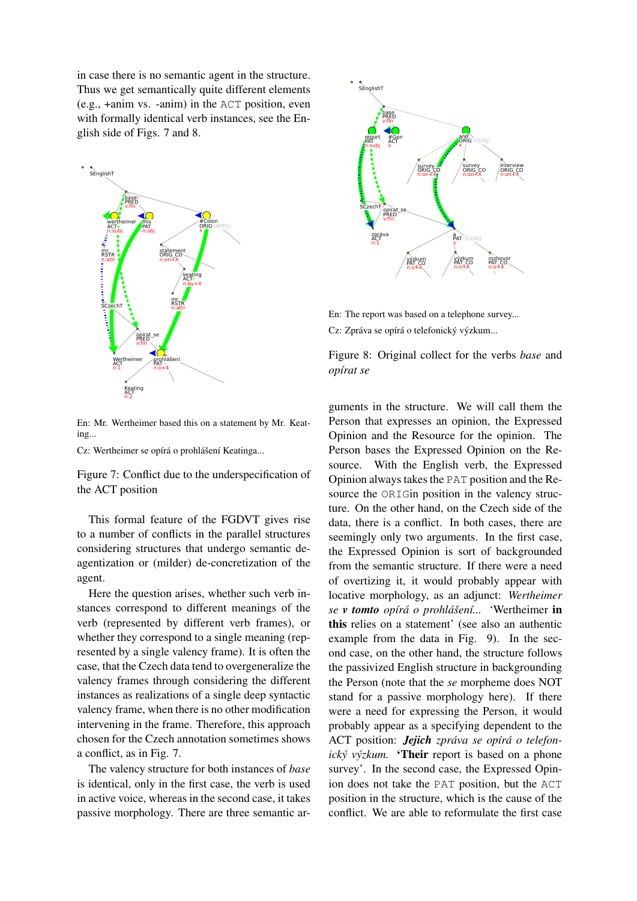in case there is no semantic agent in the structure. Thus we get semantically quite different elements (e.g., +anim vs. -anim) in the ACT position, even with formally identical verb instances, see the English side of Figs. 7 and 8.

En: Mr. Wertheimer based this on a statement by Mr. Keating...

Cz: Wertheimer se opírá o prohlášení Keatinga...

Figure 7: Conflict due to the underspecification of the ACT position

This formal feature of the FGDVT gives rise to a number of conflicts in the parallel structures considering structures that undergo semantic deagentization or (milder) de-concretization of the agent.

Here the question arises, whether such verb instances correspond to different meanings of the verb (represented by different verb frames), or whether they correspond to a single meaning (represented by a single valency frame). It is often the case, that the Czech data tend to overgeneralize the valency frames through considering the different instances as realizations of a single deep syntactic valency frame, when there is no other modification intervening in the frame. Therefore, this approach chosen for the Czech annotation sometimes shows a conflict, as in Fig. 7.

The valency structure for both instances of *base* is identical, only in the first case, the verb is used in active voice, whereas in the second case, it takes passive morphology. There are three semantic arguments in the structure. We will call them the Person that expresses an opinion, the Expressed Opinion and the Resource for the opinion. The Person bases the Expressed Opinion on the Resource. With the English verb, the Expressed Opinion always takes the PAT position and the Resource the ORIGin position in the valency structure. On the other hand, on the Czech side of the data, there is a conflict. In both cases, there are seemingly only two arguments. In the first case, the Expressed Opinion is sort of backgrounded from the semantic structure. If there were a need of overtizing it, it would probably appear with locative morphology, as an adjunct: *Wertheimer se **v tomto** opírá o prohlášení...* 'Wertheimer **in this** relies on a statement' (see also an authentic example from the data in Fig. 9). In the second case, on the other hand, the structure follows the passivized English structure in backgrounding the Person (note that the *se* morpheme does NOT stand for a passive morphology here). If there were a need for expressing the Person, it would probably appear as a specifying dependent to the ACT position: ***Jejich** zpráva se opírá o telefonický výzkum.* '**Their** report is based on a phone survey'. In the second case, the Expressed Opinion does not take the PAT position, but the ACT position in the structure, which is the cause of the conflict. We are able to reformulate the first case

En: The report was based on a telephone survey...

Cz: Zpráva se opírá o telefonický výzkum...

Figure 8: Original collect for the verbs *base* and *opírat se*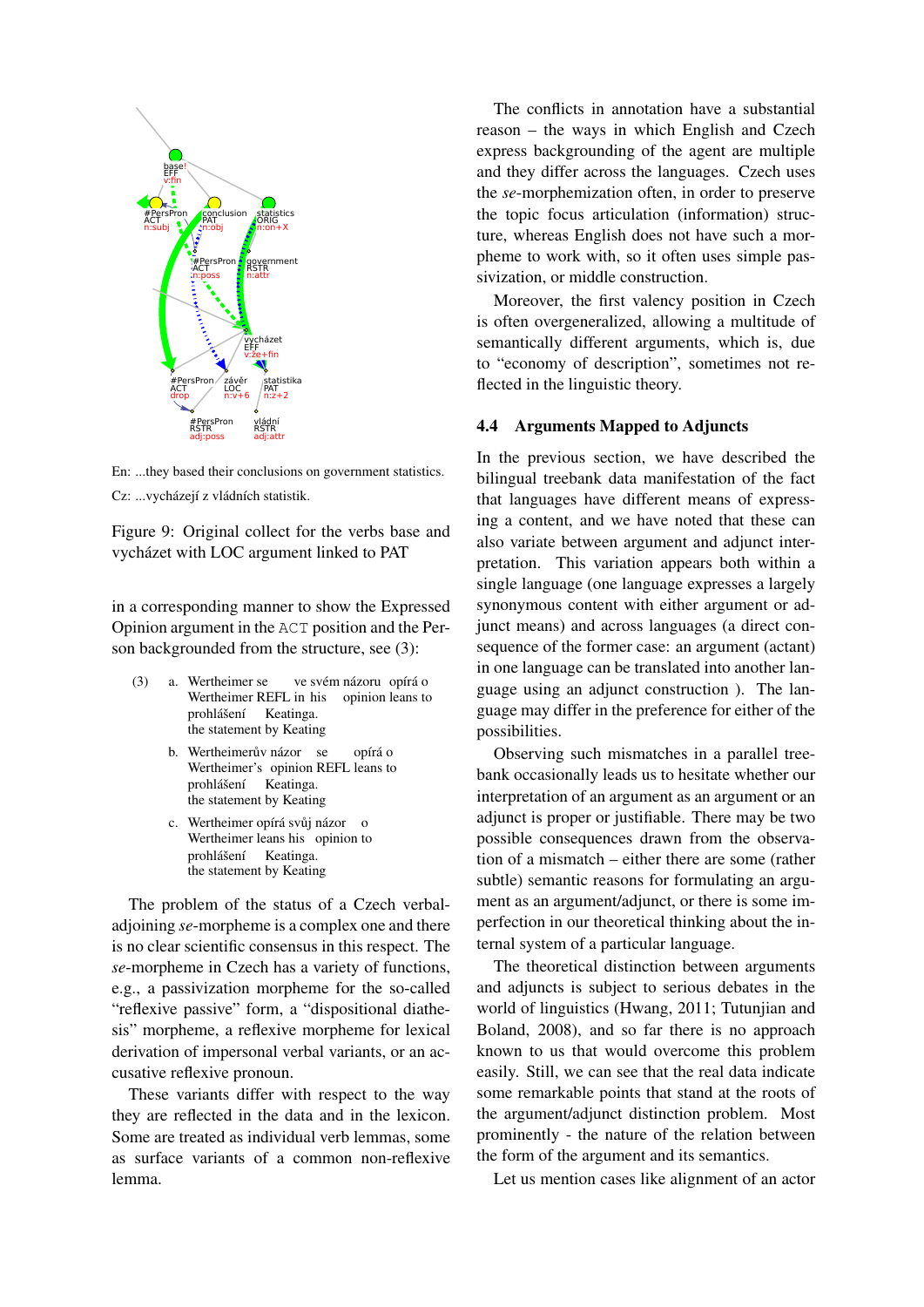En: ...they based their conclusions on government statistics.

Cz: ...vycházejí z vládních statistik.

Figure 9: Original collect for the verbs base and vycházet with LOC argument linked to PAT

in a corresponding manner to show the Expressed Opinion argument in the ACT position and the Person backgrounded from the structure, see (3):

(3) a. Wertheimer se ve svém názoru opírá o
Wertheimer REFL in his opinion leans to
prohlášení Keatinga.
the statement by Keating

b. Wertheimerův názor se opírá o
Wertheimer's opinion REFL leans to
prohlášení Keatinga.
the statement by Keating

c. Wertheimer opírá svůj názor o
Wertheimer leans his opinion to
prohlášení Keatinga.
the statement by Keating

The problem of the status of a Czech verbal-adjoining *se*-morpheme is a complex one and there is no clear scientific consensus in this respect. The *se*-morpheme in Czech has a variety of functions, e.g., a passivization morpheme for the so-called "reflexive passive" form, a "dispositional diathesis" morpheme, a reflexive morpheme for lexical derivation of impersonal verbal variants, or an accusative reflexive pronoun.

These variants differ with respect to the way they are reflected in the data and in the lexicon. Some are treated as individual verb lemmas, some as surface variants of a common non-reflexive lemma.

The conflicts in annotation have a substantial reason – the ways in which English and Czech express backgrounding of the agent are multiple and they differ across the languages. Czech uses the *se*-morphemization often, in order to preserve the topic focus articulation (information) structure, whereas English does not have such a morpheme to work with, so it often uses simple passivization, or middle construction.

Moreover, the first valency position in Czech is often overgeneralized, allowing a multitude of semantically different arguments, which is, due to "economy of description", sometimes not reflected in the linguistic theory.

## 4.4 Arguments Mapped to Adjuncts

In the previous section, we have described the bilingual treebank data manifestation of the fact that languages have different means of expressing a content, and we have noted that these can also variate between argument and adjunct interpretation. This variation appears both within a single language (one language expresses a largely synonymous content with either argument or adjunct means) and across languages (a direct consequence of the former case: an argument (actant) in one language can be translated into another language using an adjunct construction ). The language may differ in the preference for either of the possibilities.

Observing such mismatches in a parallel treebank occasionally leads us to hesitate whether our interpretation of an argument as an argument or an adjunct is proper or justifiable. There may be two possible consequences drawn from the observation of a mismatch – either there are some (rather subtle) semantic reasons for formulating an argument as an argument/adjunct, or there is some imperfection in our theoretical thinking about the internal system of a particular language.

The theoretical distinction between arguments and adjuncts is subject to serious debates in the world of linguistics (Hwang, 2011; Tutunjian and Boland, 2008), and so far there is no approach known to us that would overcome this problem easily. Still, we can see that the real data indicate some remarkable points that stand at the roots of the argument/adjunct distinction problem. Most prominently - the nature of the relation between the form of the argument and its semantics.

Let us mention cases like alignment of an actor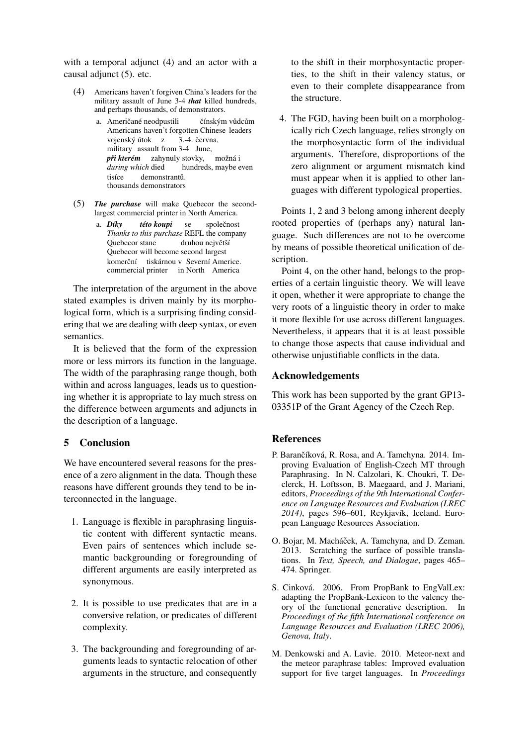with a temporal adjunct (4) and an actor with a causal adjunct (5). etc.

(4) Americans haven't forgiven China's leaders for the military assault of June 3-4 ***that*** killed hundreds, and perhaps thousands, of demonstrators.

a. Američané neodpustili čínským vůdcům
Americans haven't forgotten Chinese leaders
vojenský útok z 3.-4. června,
military assault from 3-4 June,
***při kterém*** zahynuly stovky, možná i
*during which* died hundreds, maybe even
tisíce demonstrantů.
thousands demonstrators

(5) ***The purchase*** will make Quebecor the second-largest commercial printer in North America.

a. ***Díky této koupi*** se společnost
*Thanks to this purchase* REFL the company
Quebecor stane druhou největší
Quebecor will become second largest
komerční tiskárnou v Severní Americe.
commercial printer in North America

The interpretation of the argument in the above stated examples is driven mainly by its morphological form, which is a surprising finding considering that we are dealing with deep syntax, or even semantics.

It is believed that the form of the expression more or less mirrors its function in the language. The width of the paraphrasing range though, both within and across languages, leads us to questioning whether it is appropriate to lay much stress on the difference between arguments and adjuncts in the description of a language.

## 5 Conclusion

We have encountered several reasons for the presence of a zero alignment in the data. Though these reasons have different grounds they tend to be interconnected in the language.

1. Language is flexible in paraphrasing linguistic content with different syntactic means. Even pairs of sentences which include semantic backgrounding or foregrounding of different arguments are easily interpreted as synonymous.

2. It is possible to use predicates that are in a conversive relation, or predicates of different complexity.

3. The backgrounding and foregrounding of arguments leads to syntactic relocation of other arguments in the structure, and consequently to the shift in their morphosyntactic properties, to the shift in their valency status, or even to their complete disappearance from the structure.

4. The FGD, having been built on a morphologically rich Czech language, relies strongly on the morphosyntactic form of the individual arguments. Therefore, disproportions of the zero alignment or argument mismatch kind must appear when it is applied to other languages with different typological properties.

Points 1, 2 and 3 belong among inherent deeply rooted properties of (perhaps any) natural language. Such differences are not to be overcome by means of possible theoretical unification of description.

Point 4, on the other hand, belongs to the properties of a certain linguistic theory. We will leave it open, whether it were appropriate to change the very roots of a linguistic theory in order to make it more flexible for use across different languages. Nevertheless, it appears that it is at least possible to change those aspects that cause individual and otherwise unjustifiable conflicts in the data.

## Acknowledgements

This work has been supported by the grant GP13-03351P of the Grant Agency of the Czech Rep.

## References

P. Barančíková, R. Rosa, and A. Tamchyna. 2014. Improving Evaluation of English-Czech MT through Paraphrasing. In N. Calzolari, K. Choukri, T. Declerck, H. Loftsson, B. Maegaard, and J. Mariani, editors, *Proceedings of the 9th International Conference on Language Resources and Evaluation (LREC 2014)*, pages 596–601, Reykjavík, Iceland. European Language Resources Association.

O. Bojar, M. Macháček, A. Tamchyna, and D. Zeman. 2013. Scratching the surface of possible translations. In *Text, Speech, and Dialogue*, pages 465–474. Springer.

S. Cinková. 2006. From PropBank to EngValLex: adapting the PropBank-Lexicon to the valency theory of the functional generative description. In *Proceedings of the fifth International conference on Language Resources and Evaluation (LREC 2006), Genova, Italy*.

M. Denkowski and A. Lavie. 2010. Meteor-next and the meteor paraphrase tables: Improved evaluation support for five target languages. In *Proceedings*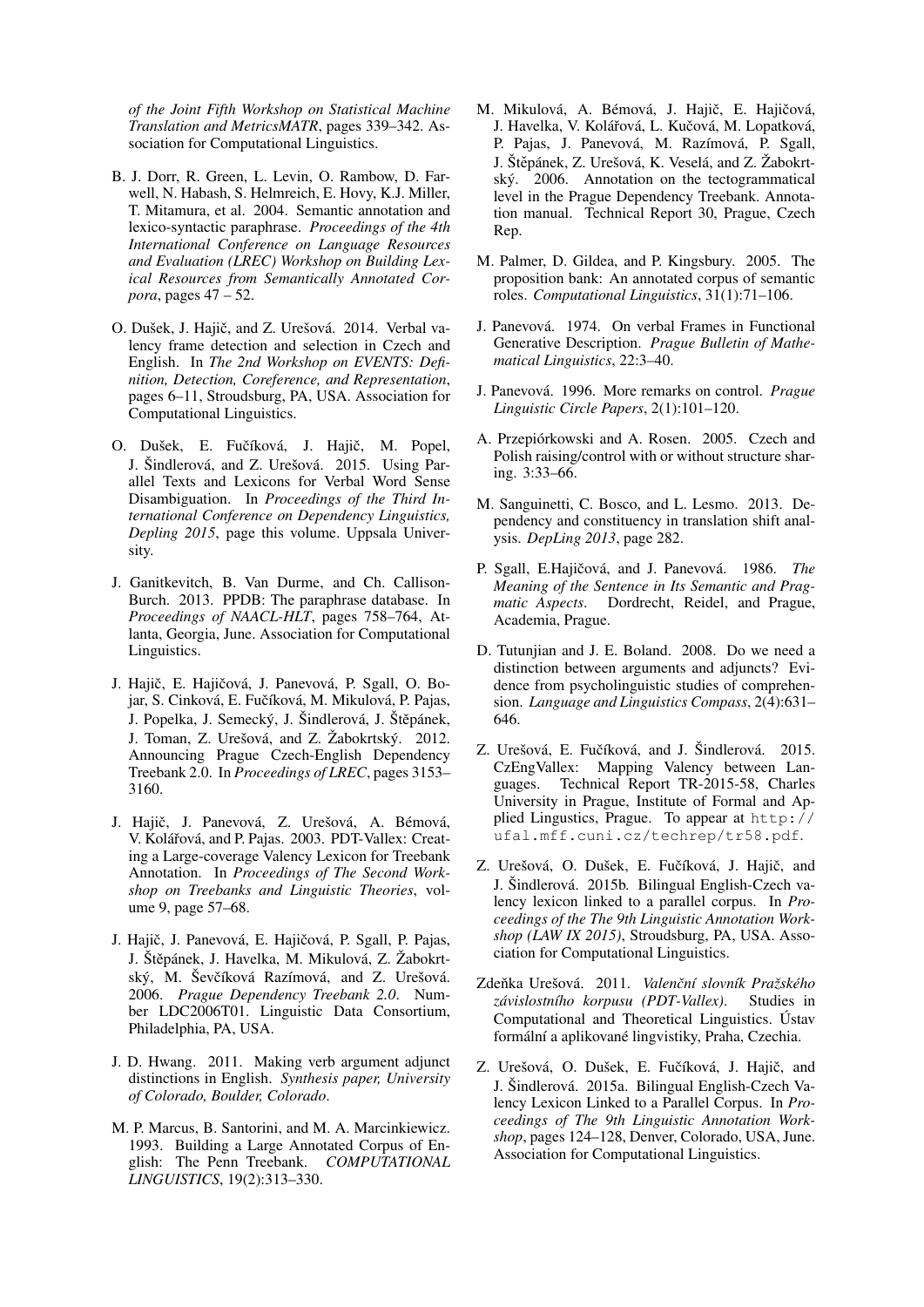*of the Joint Fifth Workshop on Statistical Machine Translation and MetricsMATR*, pages 339–342. Association for Computational Linguistics.

B. J. Dorr, R. Green, L. Levin, O. Rambow, D. Farwell, N. Habash, S. Helmreich, E. Hovy, K.J. Miller, T. Mitamura, et al. 2004. Semantic annotation and lexico-syntactic paraphrase. *Proceedings of the 4th International Conference on Language Resources and Evaluation (LREC) Workshop on Building Lexical Resources from Semantically Annotated Corpora*, pages 47 – 52.

O. Dušek, J. Hajič, and Z. Urešová. 2014. Verbal valency frame detection and selection in Czech and English. In *The 2nd Workshop on EVENTS: Definition, Detection, Coreference, and Representation*, pages 6–11, Stroudsburg, PA, USA. Association for Computational Linguistics.

O. Dušek, E. Fučíková, J. Hajič, M. Popel, J. Šindlerová, and Z. Urešová. 2015. Using Parallel Texts and Lexicons for Verbal Word Sense Disambiguation. In *Proceedings of the Third International Conference on Dependency Linguistics, Depling 2015*, page this volume. Uppsala University.

J. Ganitkevitch, B. Van Durme, and Ch. Callison-Burch. 2013. PPDB: The paraphrase database. In *Proceedings of NAACL-HLT*, pages 758–764, Atlanta, Georgia, June. Association for Computational Linguistics.

J. Hajič, E. Hajičová, J. Panevová, P. Sgall, O. Bojar, S. Cinková, E. Fučíková, M. Mikulová, P. Pajas, J. Popelka, J. Semecký, J. Šindlerová, J. Štěpánek, J. Toman, Z. Urešová, and Z. Žabokrtský. 2012. Announcing Prague Czech-English Dependency Treebank 2.0. In *Proceedings of LREC*, pages 3153–3160.

J. Hajič, J. Panevová, Z. Urešová, A. Bémová, V. Kolářová, and P. Pajas. 2003. PDT-Vallex: Creating a Large-coverage Valency Lexicon for Treebank Annotation. In *Proceedings of The Second Workshop on Treebanks and Linguistic Theories*, volume 9, page 57–68.

J. Hajič, J. Panevová, E. Hajičová, P. Sgall, P. Pajas, J. Štěpánek, J. Havelka, M. Mikulová, Z. Žabokrtský, M. Ševčíková Razímová, and Z. Urešová. 2006. *Prague Dependency Treebank 2.0*. Number LDC2006T01. Linguistic Data Consortium, Philadelphia, PA, USA.

J. D. Hwang. 2011. Making verb argument adjunct distinctions in English. *Synthesis paper, University of Colorado, Boulder, Colorado*.

M. P. Marcus, B. Santorini, and M. A. Marcinkiewicz. 1993. Building a Large Annotated Corpus of English: The Penn Treebank. *COMPUTATIONAL LINGUISTICS*, 19(2):313–330.

M. Mikulová, A. Bémová, J. Hajič, E. Hajičová, J. Havelka, V. Kolářová, L. Kučová, M. Lopatková, P. Pajas, J. Panevová, M. Razímová, P. Sgall, J. Štěpánek, Z. Urešová, K. Veselá, and Z. Žabokrtský. 2006. Annotation on the tectogrammatical level in the Prague Dependency Treebank. Annotation manual. Technical Report 30, Prague, Czech Rep.

M. Palmer, D. Gildea, and P. Kingsbury. 2005. The proposition bank: An annotated corpus of semantic roles. *Computational Linguistics*, 31(1):71–106.

J. Panevová. 1974. On verbal Frames in Functional Generative Description. *Prague Bulletin of Mathematical Linguistics*, 22:3–40.

J. Panevová. 1996. More remarks on control. *Prague Linguistic Circle Papers*, 2(1):101–120.

A. Przepiórkowski and A. Rosen. 2005. Czech and Polish raising/control with or without structure sharing. 3:33–66.

M. Sanguinetti, C. Bosco, and L. Lesmo. 2013. Dependency and constituency in translation shift analysis. *DepLing 2013*, page 282.

P. Sgall, E.Hajičová, and J. Panevová. 1986. *The Meaning of the Sentence in Its Semantic and Pragmatic Aspects*. Dordrecht, Reidel, and Prague, Academia, Prague.

D. Tutunjian and J. E. Boland. 2008. Do we need a distinction between arguments and adjuncts? Evidence from psycholinguistic studies of comprehension. *Language and Linguistics Compass*, 2(4):631–646.

Z. Urešová, E. Fučíková, and J. Šindlerová. 2015. CzEngVallex: Mapping Valency between Languages. Technical Report TR-2015-58, Charles University in Prague, Institute of Formal and Applied Lingustics, Prague. To appear at `http://ufal.mff.cuni.cz/techrep/tr58.pdf`.

Z. Urešová, O. Dušek, E. Fučíková, J. Hajič, and J. Šindlerová. 2015b. Bilingual English-Czech valency lexicon linked to a parallel corpus. In *Proceedings of the The 9th Linguistic Annotation Workshop (LAW IX 2015)*, Stroudsburg, PA, USA. Association for Computational Linguistics.

Zdeňka Urešová. 2011. *Valenční slovník Pražského závislostního korpusu (PDT-Vallex)*. Studies in Computational and Theoretical Linguistics. Ústav formální a aplikované lingvistiky, Praha, Czechia.

Z. Urešová, O. Dušek, E. Fučíková, J. Hajič, and J. Šindlerová. 2015a. Bilingual English-Czech Valency Lexicon Linked to a Parallel Corpus. In *Proceedings of The 9th Linguistic Annotation Workshop*, pages 124–128, Denver, Colorado, USA, June. Association for Computational Linguistics.